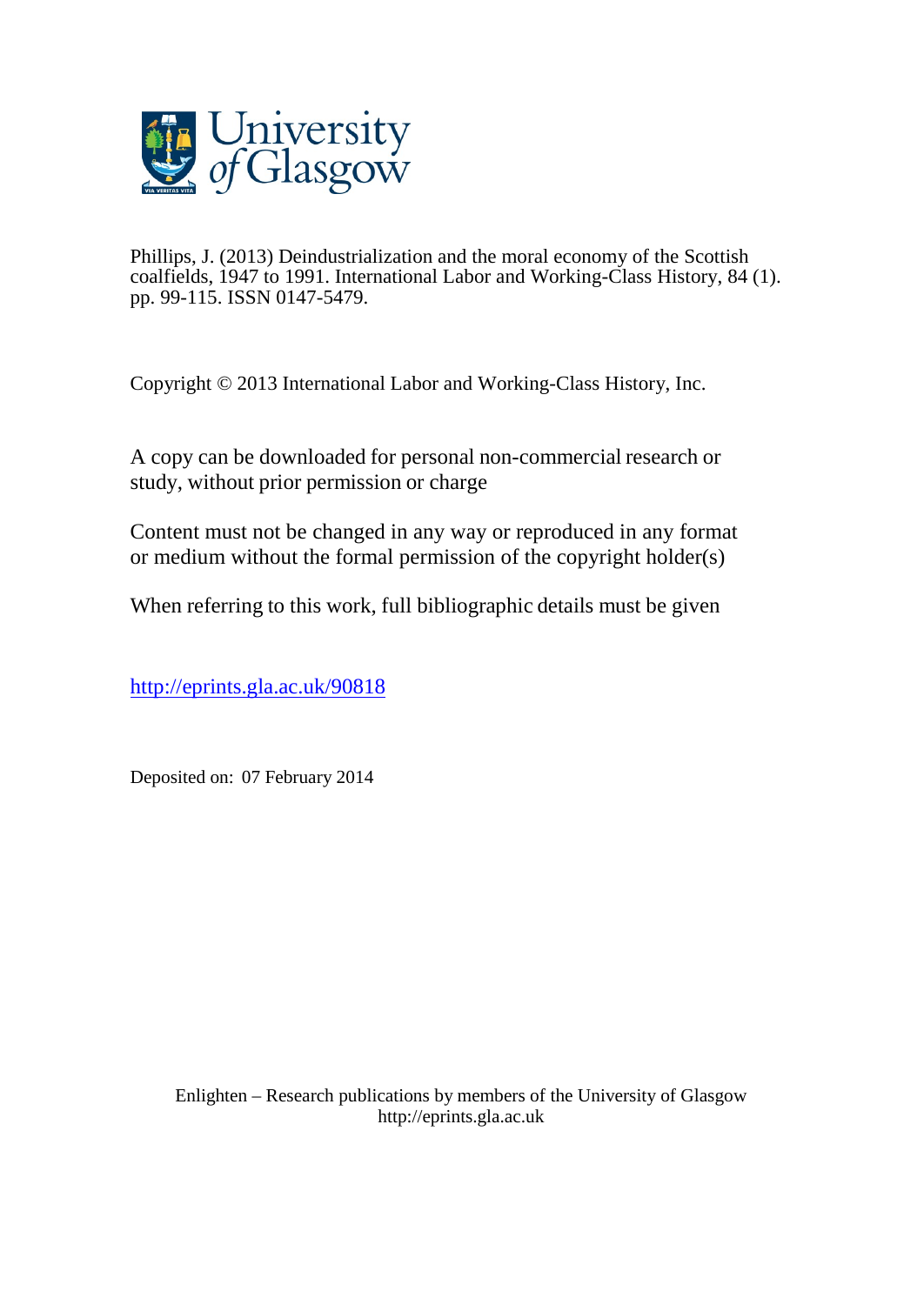University of Glasgow

Phillips, J. (2013) Deindustrialization and the moral economy of the Scottish coalfields, 1947 to 1991. International Labor and Working-Class History, 84 (1). pp. 99-115. ISSN 0147-5479.

Copyright © 2013 International Labor and Working-Class History, Inc.

A copy can be downloaded for personal non-commercial research or study, without prior permission or charge

Content must not be changed in any way or reproduced in any format or medium without the formal permission of the copyright holder(s)

When referring to this work, full bibliographic details must be given

http://eprints.gla.ac.uk/90818

Deposited on: 07 February 2014

Enlighten – Research publications by members of the University of Glasgow
http://eprints.gla.ac.uk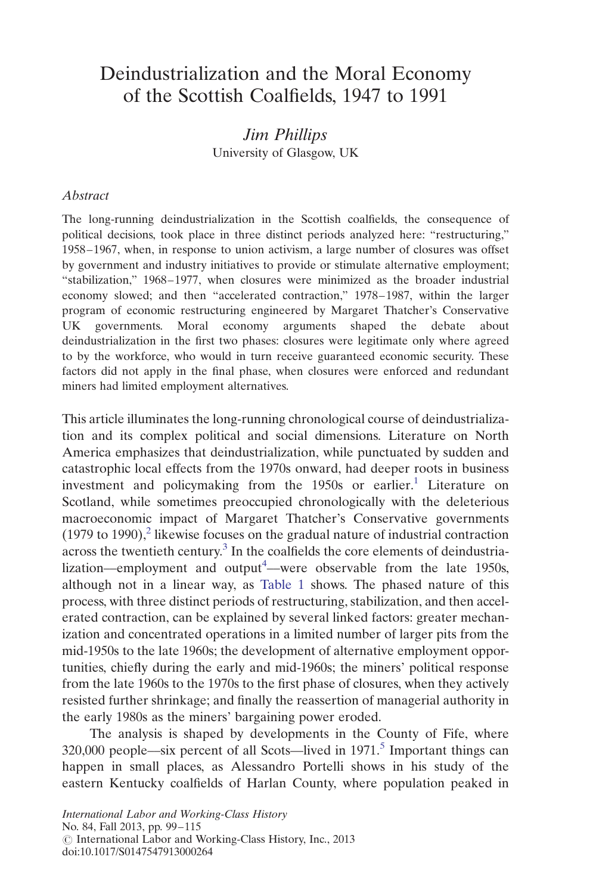# Deindustrialization and the Moral Economy of the Scottish Coalfields, 1947 to 1991

*Jim Phillips*
University of Glasgow, UK

## *Abstract*

The long-running deindustrialization in the Scottish coalfields, the consequence of political decisions, took place in three distinct periods analyzed here: "restructuring," 1958–1967, when, in response to union activism, a large number of closures was offset by government and industry initiatives to provide or stimulate alternative employment; "stabilization," 1968–1977, when closures were minimized as the broader industrial economy slowed; and then "accelerated contraction," 1978–1987, within the larger program of economic restructuring engineered by Margaret Thatcher's Conservative UK governments. Moral economy arguments shaped the debate about deindustrialization in the first two phases: closures were legitimate only where agreed to by the workforce, who would in turn receive guaranteed economic security. These factors did not apply in the final phase, when closures were enforced and redundant miners had limited employment alternatives.

This article illuminates the long-running chronological course of deindustrialization and its complex political and social dimensions. Literature on North America emphasizes that deindustrialization, while punctuated by sudden and catastrophic local effects from the 1970s onward, had deeper roots in business investment and policymaking from the 1950s or earlier.[1] Literature on Scotland, while sometimes preoccupied chronologically with the deleterious macroeconomic impact of Margaret Thatcher's Conservative governments (1979 to 1990),[2] likewise focuses on the gradual nature of industrial contraction across the twentieth century.[3] In the coalfields the core elements of deindustrialization—employment and output[4]—were observable from the late 1950s, although not in a linear way, as Table 1 shows. The phased nature of this process, with three distinct periods of restructuring, stabilization, and then accelerated contraction, can be explained by several linked factors: greater mechanization and concentrated operations in a limited number of larger pits from the mid-1950s to the late 1960s; the development of alternative employment opportunities, chiefly during the early and mid-1960s; the miners' political response from the late 1960s to the 1970s to the first phase of closures, when they actively resisted further shrinkage; and finally the reassertion of managerial authority in the early 1980s as the miners' bargaining power eroded.

The analysis is shaped by developments in the County of Fife, where 320,000 people—six percent of all Scots—lived in 1971.[5] Important things can happen in small places, as Alessandro Portelli shows in his study of the eastern Kentucky coalfields of Harlan County, where population peaked in

*International Labor and Working-Class History*
No. 84, Fall 2013, pp. 99–115
© International Labor and Working-Class History, Inc., 2013
doi:10.1017/S0147547913000264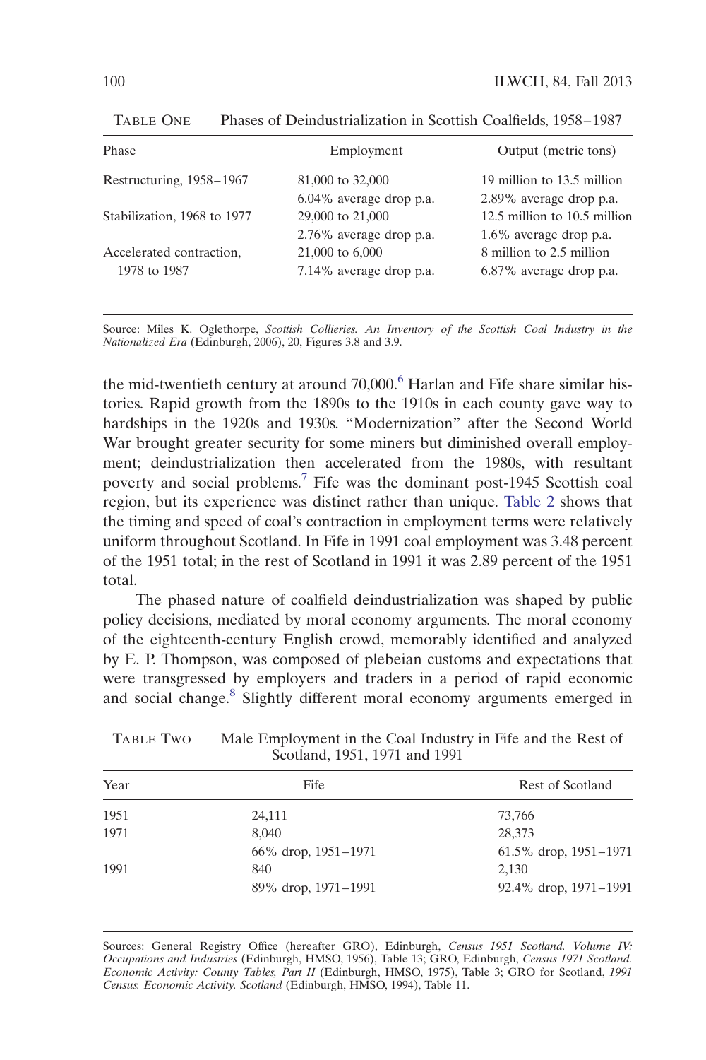TABLE ONE Phases of Deindustrialization in Scottish Coalfields, 1958–1987

| Phase | Employment | Output (metric tons) |
|---|---|---|
| Restructuring, 1958–1967 | 81,000 to 32,000 | 19 million to 13.5 million |
| | 6.04% average drop p.a. | 2.89% average drop p.a. |
| Stabilization, 1968 to 1977 | 29,000 to 21,000 | 12.5 million to 10.5 million |
| | 2.76% average drop p.a. | 1.6% average drop p.a. |
| Accelerated contraction, 1978 to 1987 | 21,000 to 6,000 | 8 million to 2.5 million |
| | 7.14% average drop p.a. | 6.87% average drop p.a. |

Source: Miles K. Oglethorpe, *Scottish Collieries. An Inventory of the Scottish Coal Industry in the Nationalized Era* (Edinburgh, 2006), 20, Figures 3.8 and 3.9.

the mid-twentieth century at around 70,000.[6] Harlan and Fife share similar histories. Rapid growth from the 1890s to the 1910s in each county gave way to hardships in the 1920s and 1930s. "Modernization" after the Second World War brought greater security for some miners but diminished overall employment; deindustrialization then accelerated from the 1980s, with resultant poverty and social problems.[7] Fife was the dominant post-1945 Scottish coal region, but its experience was distinct rather than unique. Table 2 shows that the timing and speed of coal's contraction in employment terms were relatively uniform throughout Scotland. In Fife in 1991 coal employment was 3.48 percent of the 1951 total; in the rest of Scotland in 1991 it was 2.89 percent of the 1951 total.

The phased nature of coalfield deindustrialization was shaped by public policy decisions, mediated by moral economy arguments. The moral economy of the eighteenth-century English crowd, memorably identified and analyzed by E. P. Thompson, was composed of plebeian customs and expectations that were transgressed by employers and traders in a period of rapid economic and social change.[8] Slightly different moral economy arguments emerged in

TABLE TWO Male Employment in the Coal Industry in Fife and the Rest of Scotland, 1951, 1971 and 1991

| Year | Fife | Rest of Scotland |
|---|---|---|
| 1951 | 24,111 | 73,766 |
| 1971 | 8,040 | 28,373 |
| | 66% drop, 1951–1971 | 61.5% drop, 1951–1971 |
| 1991 | 840 | 2,130 |
| | 89% drop, 1971–1991 | 92.4% drop, 1971–1991 |

Sources: General Registry Office (hereafter GRO), Edinburgh, *Census 1951 Scotland. Volume IV: Occupations and Industries* (Edinburgh, HMSO, 1956), Table 13; GRO, Edinburgh, *Census 1971 Scotland. Economic Activity: County Tables, Part II* (Edinburgh, HMSO, 1975), Table 3; GRO for Scotland, *1991 Census. Economic Activity. Scotland* (Edinburgh, HMSO, 1994), Table 11.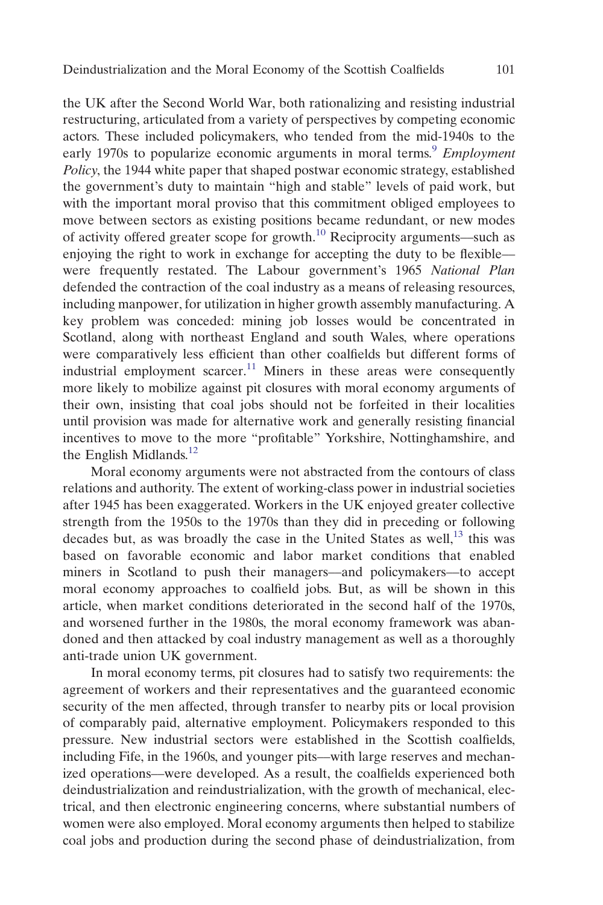the UK after the Second World War, both rationalizing and resisting industrial restructuring, articulated from a variety of perspectives by competing economic actors. These included policymakers, who tended from the mid-1940s to the early 1970s to popularize economic arguments in moral terms.[9] *Employment Policy*, the 1944 white paper that shaped postwar economic strategy, established the government's duty to maintain "high and stable" levels of paid work, but with the important moral proviso that this commitment obliged employees to move between sectors as existing positions became redundant, or new modes of activity offered greater scope for growth.[10] Reciprocity arguments—such as enjoying the right to work in exchange for accepting the duty to be flexible—were frequently restated. The Labour government's 1965 *National Plan* defended the contraction of the coal industry as a means of releasing resources, including manpower, for utilization in higher growth assembly manufacturing. A key problem was conceded: mining job losses would be concentrated in Scotland, along with northeast England and south Wales, where operations were comparatively less efficient than other coalfields but different forms of industrial employment scarcer.[11] Miners in these areas were consequently more likely to mobilize against pit closures with moral economy arguments of their own, insisting that coal jobs should not be forfeited in their localities until provision was made for alternative work and generally resisting financial incentives to move to the more "profitable" Yorkshire, Nottinghamshire, and the English Midlands.[12]

Moral economy arguments were not abstracted from the contours of class relations and authority. The extent of working-class power in industrial societies after 1945 has been exaggerated. Workers in the UK enjoyed greater collective strength from the 1950s to the 1970s than they did in preceding or following decades but, as was broadly the case in the United States as well,[13] this was based on favorable economic and labor market conditions that enabled miners in Scotland to push their managers—and policymakers—to accept moral economy approaches to coalfield jobs. But, as will be shown in this article, when market conditions deteriorated in the second half of the 1970s, and worsened further in the 1980s, the moral economy framework was abandoned and then attacked by coal industry management as well as a thoroughly anti-trade union UK government.

In moral economy terms, pit closures had to satisfy two requirements: the agreement of workers and their representatives and the guaranteed economic security of the men affected, through transfer to nearby pits or local provision of comparably paid, alternative employment. Policymakers responded to this pressure. New industrial sectors were established in the Scottish coalfields, including Fife, in the 1960s, and younger pits—with large reserves and mechanized operations—were developed. As a result, the coalfields experienced both deindustrialization and reindustrialization, with the growth of mechanical, electrical, and then electronic engineering concerns, where substantial numbers of women were also employed. Moral economy arguments then helped to stabilize coal jobs and production during the second phase of deindustrialization, from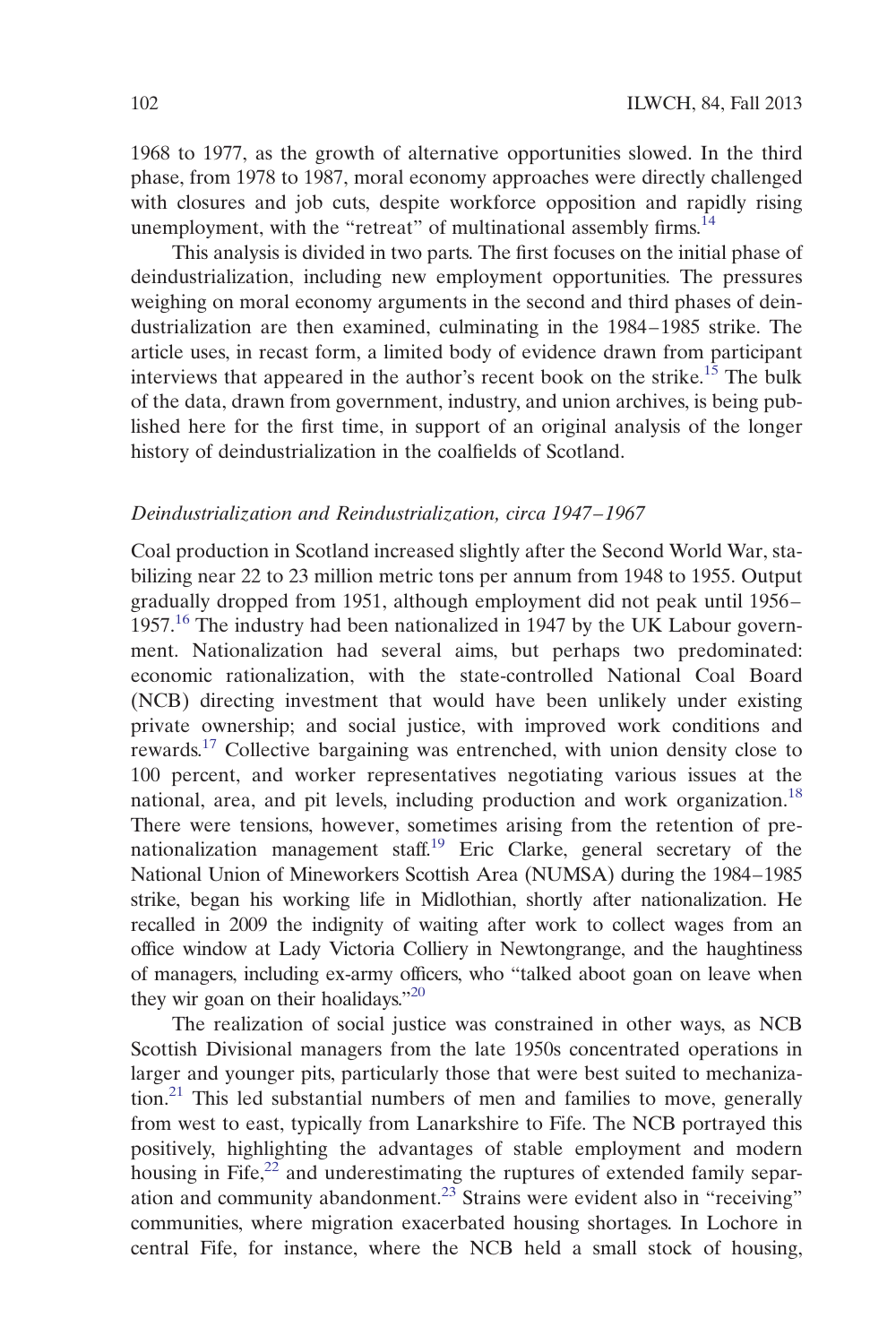1968 to 1977, as the growth of alternative opportunities slowed. In the third phase, from 1978 to 1987, moral economy approaches were directly challenged with closures and job cuts, despite workforce opposition and rapidly rising unemployment, with the "retreat" of multinational assembly firms.[14]

This analysis is divided in two parts. The first focuses on the initial phase of deindustrialization, including new employment opportunities. The pressures weighing on moral economy arguments in the second and third phases of deindustrialization are then examined, culminating in the 1984–1985 strike. The article uses, in recast form, a limited body of evidence drawn from participant interviews that appeared in the author's recent book on the strike.[15] The bulk of the data, drawn from government, industry, and union archives, is being published here for the first time, in support of an original analysis of the longer history of deindustrialization in the coalfields of Scotland.

### *Deindustrialization and Reindustrialization, circa 1947–1967*

Coal production in Scotland increased slightly after the Second World War, stabilizing near 22 to 23 million metric tons per annum from 1948 to 1955. Output gradually dropped from 1951, although employment did not peak until 1956–1957.[16] The industry had been nationalized in 1947 by the UK Labour government. Nationalization had several aims, but perhaps two predominated: economic rationalization, with the state-controlled National Coal Board (NCB) directing investment that would have been unlikely under existing private ownership; and social justice, with improved work conditions and rewards.[17] Collective bargaining was entrenched, with union density close to 100 percent, and worker representatives negotiating various issues at the national, area, and pit levels, including production and work organization.[18] There were tensions, however, sometimes arising from the retention of pre-nationalization management staff.[19] Eric Clarke, general secretary of the National Union of Mineworkers Scottish Area (NUMSA) during the 1984–1985 strike, began his working life in Midlothian, shortly after nationalization. He recalled in 2009 the indignity of waiting after work to collect wages from an office window at Lady Victoria Colliery in Newtongrange, and the haughtiness of managers, including ex-army officers, who "talked aboot goan on leave when they wir goan on their hoalidays."[20]

The realization of social justice was constrained in other ways, as NCB Scottish Divisional managers from the late 1950s concentrated operations in larger and younger pits, particularly those that were best suited to mechanization.[21] This led substantial numbers of men and families to move, generally from west to east, typically from Lanarkshire to Fife. The NCB portrayed this positively, highlighting the advantages of stable employment and modern housing in Fife,[22] and underestimating the ruptures of extended family separation and community abandonment.[23] Strains were evident also in "receiving" communities, where migration exacerbated housing shortages. In Lochore in central Fife, for instance, where the NCB held a small stock of housing,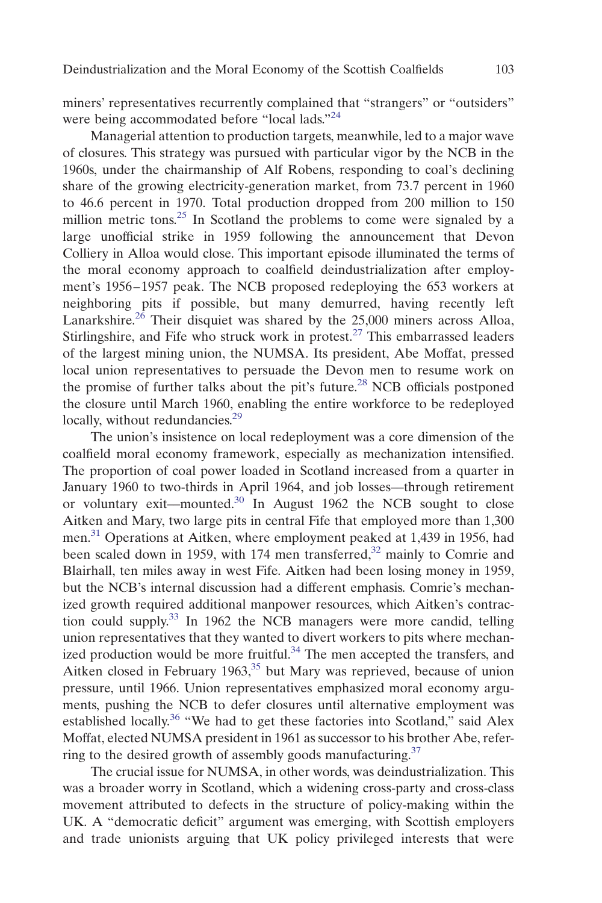miners' representatives recurrently complained that "strangers" or "outsiders" were being accommodated before "local lads."[24]

Managerial attention to production targets, meanwhile, led to a major wave of closures. This strategy was pursued with particular vigor by the NCB in the 1960s, under the chairmanship of Alf Robens, responding to coal's declining share of the growing electricity-generation market, from 73.7 percent in 1960 to 46.6 percent in 1970. Total production dropped from 200 million to 150 million metric tons.[25] In Scotland the problems to come were signaled by a large unofficial strike in 1959 following the announcement that Devon Colliery in Alloa would close. This important episode illuminated the terms of the moral economy approach to coalfield deindustrialization after employment's 1956–1957 peak. The NCB proposed redeploying the 653 workers at neighboring pits if possible, but many demurred, having recently left Lanarkshire.[26] Their disquiet was shared by the 25,000 miners across Alloa, Stirlingshire, and Fife who struck work in protest.[27] This embarrassed leaders of the largest mining union, the NUMSA. Its president, Abe Moffat, pressed local union representatives to persuade the Devon men to resume work on the promise of further talks about the pit's future.[28] NCB officials postponed the closure until March 1960, enabling the entire workforce to be redeployed locally, without redundancies.[29]

The union's insistence on local redeployment was a core dimension of the coalfield moral economy framework, especially as mechanization intensified. The proportion of coal power loaded in Scotland increased from a quarter in January 1960 to two-thirds in April 1964, and job losses—through retirement or voluntary exit—mounted.[30] In August 1962 the NCB sought to close Aitken and Mary, two large pits in central Fife that employed more than 1,300 men.[31] Operations at Aitken, where employment peaked at 1,439 in 1956, had been scaled down in 1959, with 174 men transferred,[32] mainly to Comrie and Blairhall, ten miles away in west Fife. Aitken had been losing money in 1959, but the NCB's internal discussion had a different emphasis. Comrie's mechanized growth required additional manpower resources, which Aitken's contraction could supply.[33] In 1962 the NCB managers were more candid, telling union representatives that they wanted to divert workers to pits where mechanized production would be more fruitful.[34] The men accepted the transfers, and Aitken closed in February 1963,[35] but Mary was reprieved, because of union pressure, until 1966. Union representatives emphasized moral economy arguments, pushing the NCB to defer closures until alternative employment was established locally.[36] "We had to get these factories into Scotland," said Alex Moffat, elected NUMSA president in 1961 as successor to his brother Abe, referring to the desired growth of assembly goods manufacturing.[37]

The crucial issue for NUMSA, in other words, was deindustrialization. This was a broader worry in Scotland, which a widening cross-party and cross-class movement attributed to defects in the structure of policy-making within the UK. A "democratic deficit" argument was emerging, with Scottish employers and trade unionists arguing that UK policy privileged interests that were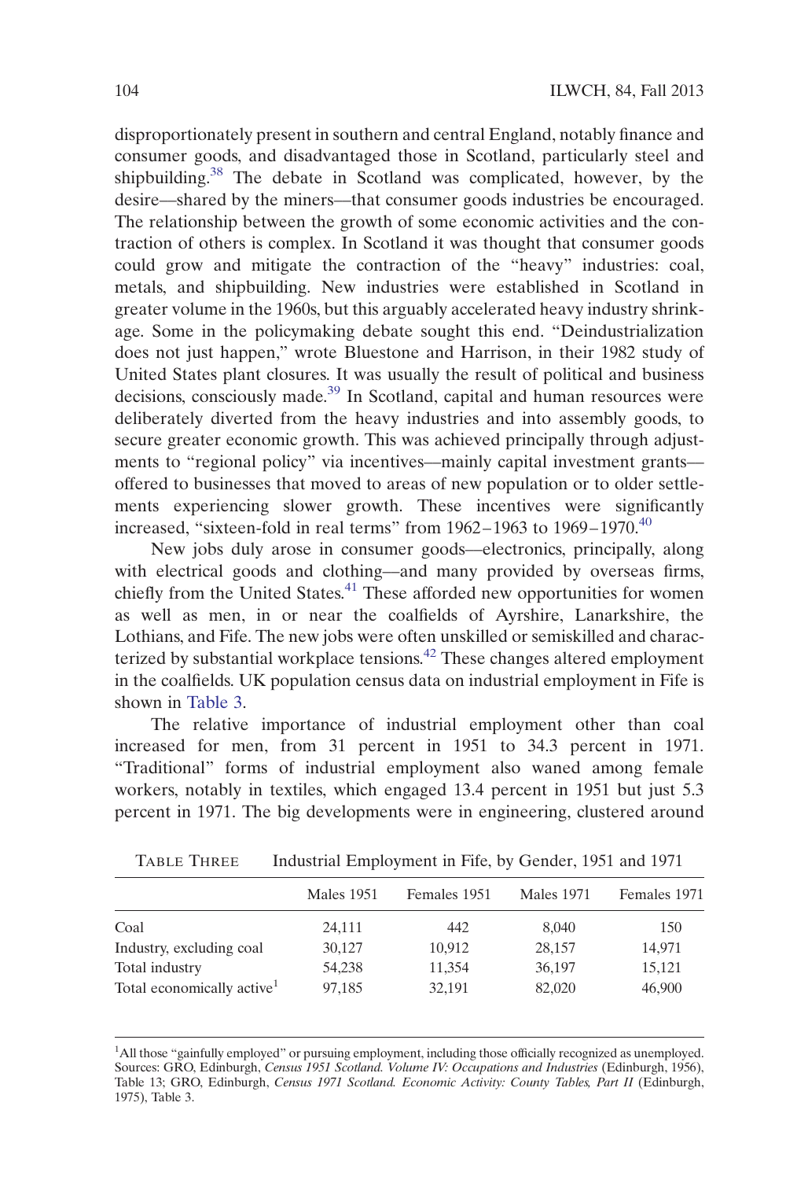disproportionately present in southern and central England, notably finance and consumer goods, and disadvantaged those in Scotland, particularly steel and shipbuilding.[38] The debate in Scotland was complicated, however, by the desire—shared by the miners—that consumer goods industries be encouraged. The relationship between the growth of some economic activities and the contraction of others is complex. In Scotland it was thought that consumer goods could grow and mitigate the contraction of the "heavy" industries: coal, metals, and shipbuilding. New industries were established in Scotland in greater volume in the 1960s, but this arguably accelerated heavy industry shrinkage. Some in the policymaking debate sought this end. "Deindustrialization does not just happen," wrote Bluestone and Harrison, in their 1982 study of United States plant closures. It was usually the result of political and business decisions, consciously made.[39] In Scotland, capital and human resources were deliberately diverted from the heavy industries and into assembly goods, to secure greater economic growth. This was achieved principally through adjustments to "regional policy" via incentives—mainly capital investment grants—offered to businesses that moved to areas of new population or to older settlements experiencing slower growth. These incentives were significantly increased, "sixteen-fold in real terms" from 1962–1963 to 1969–1970.[40]

New jobs duly arose in consumer goods—electronics, principally, along with electrical goods and clothing—and many provided by overseas firms, chiefly from the United States.[41] These afforded new opportunities for women as well as men, in or near the coalfields of Ayrshire, Lanarkshire, the Lothians, and Fife. The new jobs were often unskilled or semiskilled and characterized by substantial workplace tensions.[42] These changes altered employment in the coalfields. UK population census data on industrial employment in Fife is shown in Table 3.

The relative importance of industrial employment other than coal increased for men, from 31 percent in 1951 to 34.3 percent in 1971. "Traditional" forms of industrial employment also waned among female workers, notably in textiles, which engaged 13.4 percent in 1951 but just 5.3 percent in 1971. The big developments were in engineering, clustered around

TABLE THREE Industrial Employment in Fife, by Gender, 1951 and 1971

| | Males 1951 | Females 1951 | Males 1971 | Females 1971 |
|---|---|---|---|---|
| Coal | 24,111 | 442 | 8,040 | 150 |
| Industry, excluding coal | 30,127 | 10,912 | 28,157 | 14,971 |
| Total industry | 54,238 | 11,354 | 36,197 | 15,121 |
| Total economically active[1] | 97,185 | 32,191 | 82,020 | 46,900 |

[1]All those "gainfully employed" or pursuing employment, including those officially recognized as unemployed. Sources: GRO, Edinburgh, *Census 1951 Scotland. Volume IV: Occupations and Industries* (Edinburgh, 1956), Table 13; GRO, Edinburgh, *Census 1971 Scotland. Economic Activity: County Tables, Part II* (Edinburgh, 1975), Table 3.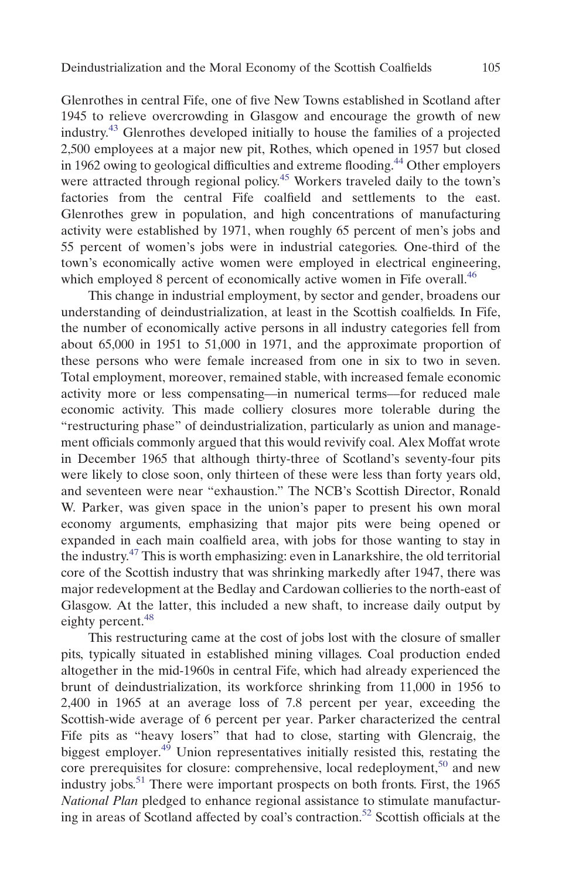Glenrothes in central Fife, one of five New Towns established in Scotland after 1945 to relieve overcrowding in Glasgow and encourage the growth of new industry.[43] Glenrothes developed initially to house the families of a projected 2,500 employees at a major new pit, Rothes, which opened in 1957 but closed in 1962 owing to geological difficulties and extreme flooding.[44] Other employers were attracted through regional policy.[45] Workers traveled daily to the town's factories from the central Fife coalfield and settlements to the east. Glenrothes grew in population, and high concentrations of manufacturing activity were established by 1971, when roughly 65 percent of men's jobs and 55 percent of women's jobs were in industrial categories. One-third of the town's economically active women were employed in electrical engineering, which employed 8 percent of economically active women in Fife overall.[46]

This change in industrial employment, by sector and gender, broadens our understanding of deindustrialization, at least in the Scottish coalfields. In Fife, the number of economically active persons in all industry categories fell from about 65,000 in 1951 to 51,000 in 1971, and the approximate proportion of these persons who were female increased from one in six to two in seven. Total employment, moreover, remained stable, with increased female economic activity more or less compensating—in numerical terms—for reduced male economic activity. This made colliery closures more tolerable during the "restructuring phase" of deindustrialization, particularly as union and management officials commonly argued that this would revivify coal. Alex Moffat wrote in December 1965 that although thirty-three of Scotland's seventy-four pits were likely to close soon, only thirteen of these were less than forty years old, and seventeen were near "exhaustion." The NCB's Scottish Director, Ronald W. Parker, was given space in the union's paper to present his own moral economy arguments, emphasizing that major pits were being opened or expanded in each main coalfield area, with jobs for those wanting to stay in the industry.[47] This is worth emphasizing: even in Lanarkshire, the old territorial core of the Scottish industry that was shrinking markedly after 1947, there was major redevelopment at the Bedlay and Cardowan collieries to the north-east of Glasgow. At the latter, this included a new shaft, to increase daily output by eighty percent.[48]

This restructuring came at the cost of jobs lost with the closure of smaller pits, typically situated in established mining villages. Coal production ended altogether in the mid-1960s in central Fife, which had already experienced the brunt of deindustrialization, its workforce shrinking from 11,000 in 1956 to 2,400 in 1965 at an average loss of 7.8 percent per year, exceeding the Scottish-wide average of 6 percent per year. Parker characterized the central Fife pits as "heavy losers" that had to close, starting with Glencraig, the biggest employer.[49] Union representatives initially resisted this, restating the core prerequisites for closure: comprehensive, local redeployment,[50] and new industry jobs.[51] There were important prospects on both fronts. First, the 1965 *National Plan* pledged to enhance regional assistance to stimulate manufacturing in areas of Scotland affected by coal's contraction.[52] Scottish officials at the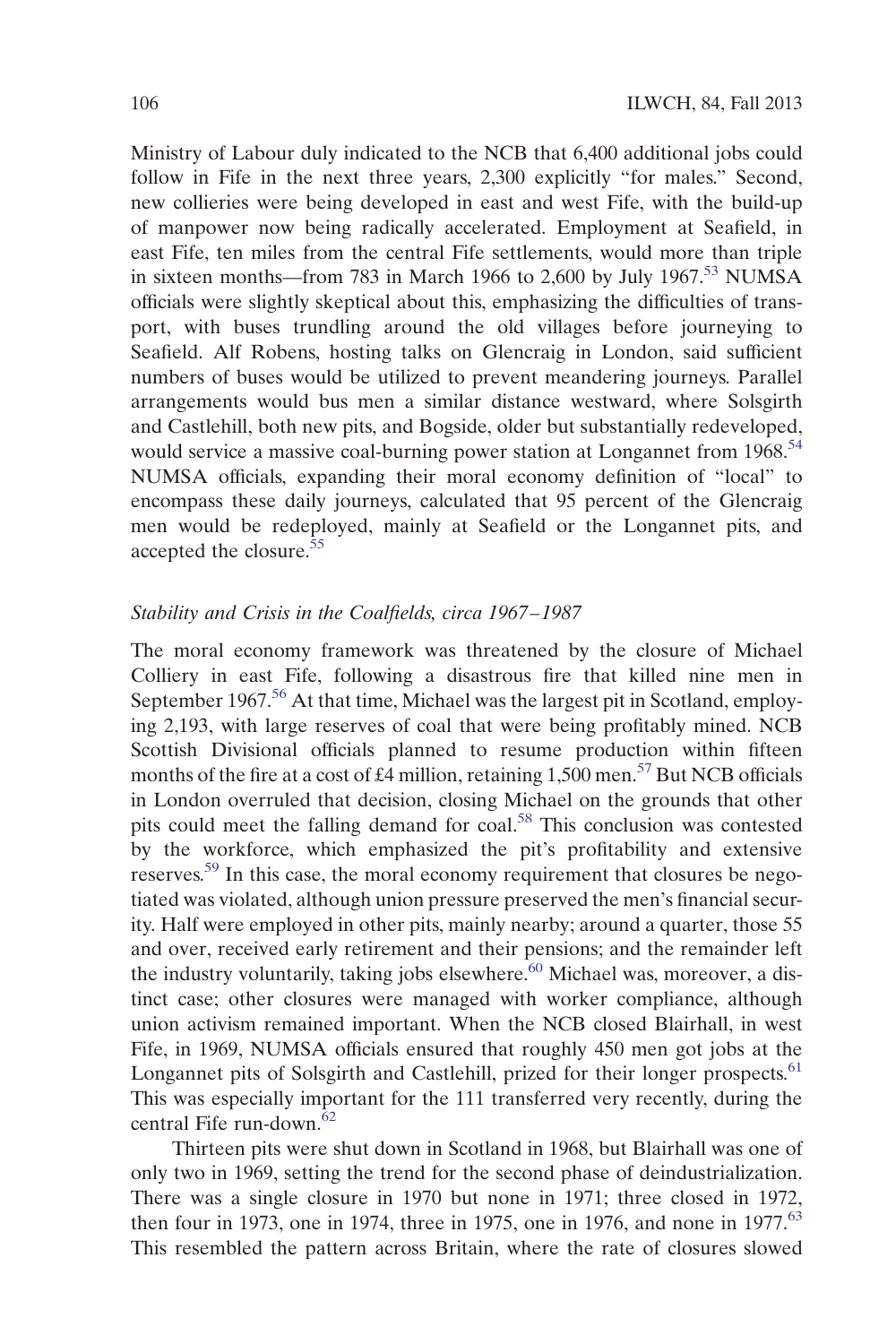Ministry of Labour duly indicated to the NCB that 6,400 additional jobs could follow in Fife in the next three years, 2,300 explicitly "for males." Second, new collieries were being developed in east and west Fife, with the build-up of manpower now being radically accelerated. Employment at Seafield, in east Fife, ten miles from the central Fife settlements, would more than triple in sixteen months—from 783 in March 1966 to 2,600 by July 1967.[53] NUMSA officials were slightly skeptical about this, emphasizing the difficulties of transport, with buses trundling around the old villages before journeying to Seafield. Alf Robens, hosting talks on Glencraig in London, said sufficient numbers of buses would be utilized to prevent meandering journeys. Parallel arrangements would bus men a similar distance westward, where Solsgirth and Castlehill, both new pits, and Bogside, older but substantially redeveloped, would service a massive coal-burning power station at Longannet from 1968.[54] NUMSA officials, expanding their moral economy definition of "local" to encompass these daily journeys, calculated that 95 percent of the Glencraig men would be redeployed, mainly at Seafield or the Longannet pits, and accepted the closure.[55]

### *Stability and Crisis in the Coalfields, circa 1967–1987*

The moral economy framework was threatened by the closure of Michael Colliery in east Fife, following a disastrous fire that killed nine men in September 1967.[56] At that time, Michael was the largest pit in Scotland, employing 2,193, with large reserves of coal that were being profitably mined. NCB Scottish Divisional officials planned to resume production within fifteen months of the fire at a cost of £4 million, retaining 1,500 men.[57] But NCB officials in London overruled that decision, closing Michael on the grounds that other pits could meet the falling demand for coal.[58] This conclusion was contested by the workforce, which emphasized the pit's profitability and extensive reserves.[59] In this case, the moral economy requirement that closures be negotiated was violated, although union pressure preserved the men's financial security. Half were employed in other pits, mainly nearby; around a quarter, those 55 and over, received early retirement and their pensions; and the remainder left the industry voluntarily, taking jobs elsewhere.[60] Michael was, moreover, a distinct case; other closures were managed with worker compliance, although union activism remained important. When the NCB closed Blairhall, in west Fife, in 1969, NUMSA officials ensured that roughly 450 men got jobs at the Longannet pits of Solsgirth and Castlehill, prized for their longer prospects.[61] This was especially important for the 111 transferred very recently, during the central Fife run-down.[62]

Thirteen pits were shut down in Scotland in 1968, but Blairhall was one of only two in 1969, setting the trend for the second phase of deindustrialization. There was a single closure in 1970 but none in 1971; three closed in 1972, then four in 1973, one in 1974, three in 1975, one in 1976, and none in 1977.[63] This resembled the pattern across Britain, where the rate of closures slowed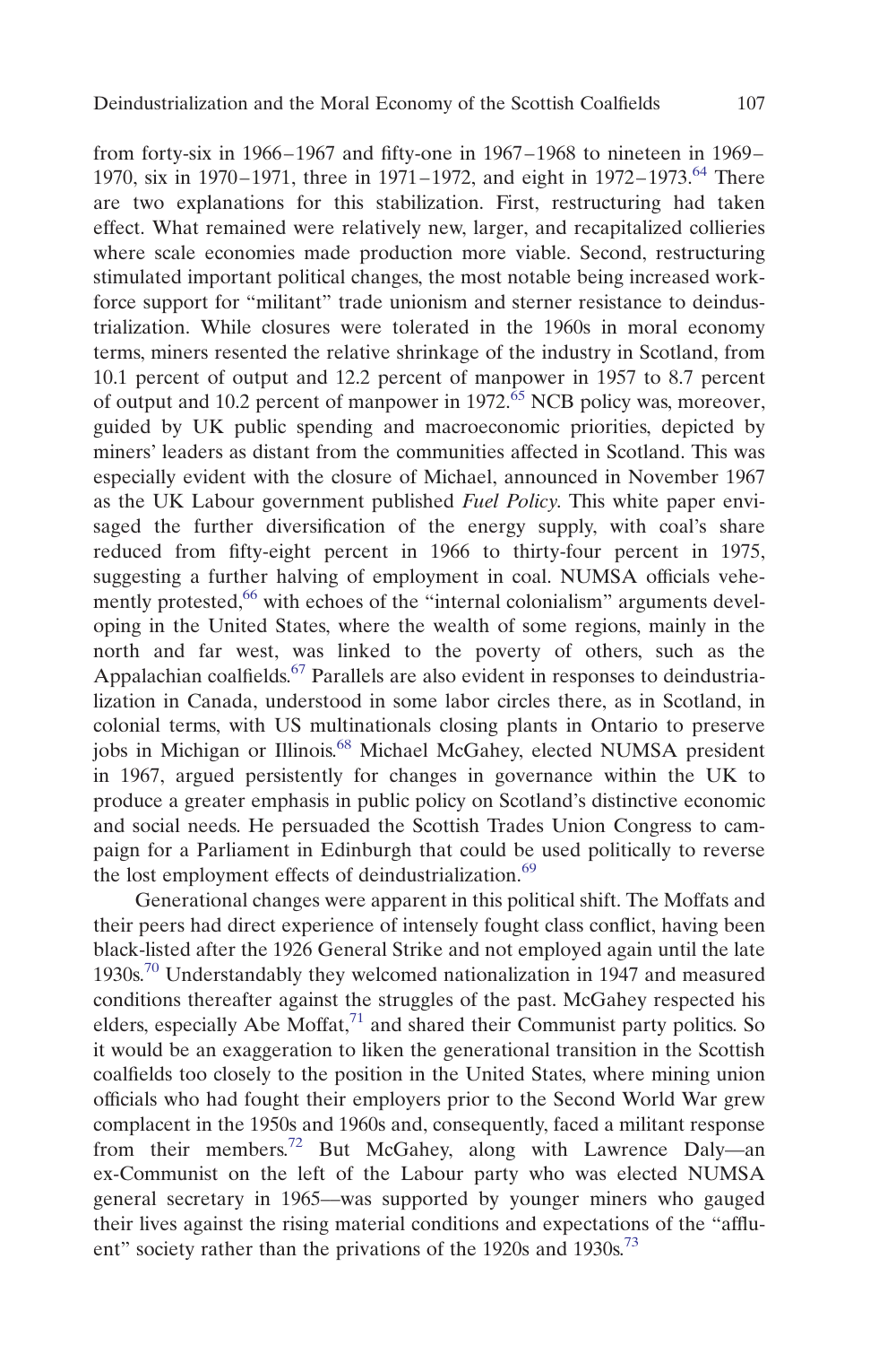from forty-six in 1966–1967 and fifty-one in 1967–1968 to nineteen in 1969–1970, six in 1970–1971, three in 1971–1972, and eight in 1972–1973.[64] There are two explanations for this stabilization. First, restructuring had taken effect. What remained were relatively new, larger, and recapitalized collieries where scale economies made production more viable. Second, restructuring stimulated important political changes, the most notable being increased workforce support for "militant" trade unionism and sterner resistance to deindustrialization. While closures were tolerated in the 1960s in moral economy terms, miners resented the relative shrinkage of the industry in Scotland, from 10.1 percent of output and 12.2 percent of manpower in 1957 to 8.7 percent of output and 10.2 percent of manpower in 1972.[65] NCB policy was, moreover, guided by UK public spending and macroeconomic priorities, depicted by miners' leaders as distant from the communities affected in Scotland. This was especially evident with the closure of Michael, announced in November 1967 as the UK Labour government published *Fuel Policy*. This white paper envisaged the further diversification of the energy supply, with coal's share reduced from fifty-eight percent in 1966 to thirty-four percent in 1975, suggesting a further halving of employment in coal. NUMSA officials vehemently protested,[66] with echoes of the "internal colonialism" arguments developing in the United States, where the wealth of some regions, mainly in the north and far west, was linked to the poverty of others, such as the Appalachian coalfields.[67] Parallels are also evident in responses to deindustrialization in Canada, understood in some labor circles there, as in Scotland, in colonial terms, with US multinationals closing plants in Ontario to preserve jobs in Michigan or Illinois.[68] Michael McGahey, elected NUMSA president in 1967, argued persistently for changes in governance within the UK to produce a greater emphasis in public policy on Scotland's distinctive economic and social needs. He persuaded the Scottish Trades Union Congress to campaign for a Parliament in Edinburgh that could be used politically to reverse the lost employment effects of deindustrialization.[69]

Generational changes were apparent in this political shift. The Moffats and their peers had direct experience of intensely fought class conflict, having been black-listed after the 1926 General Strike and not employed again until the late 1930s.[70] Understandably they welcomed nationalization in 1947 and measured conditions thereafter against the struggles of the past. McGahey respected his elders, especially Abe Moffat,[71] and shared their Communist party politics. So it would be an exaggeration to liken the generational transition in the Scottish coalfields too closely to the position in the United States, where mining union officials who had fought their employers prior to the Second World War grew complacent in the 1950s and 1960s and, consequently, faced a militant response from their members.[72] But McGahey, along with Lawrence Daly—an ex-Communist on the left of the Labour party who was elected NUMSA general secretary in 1965—was supported by younger miners who gauged their lives against the rising material conditions and expectations of the "affluent" society rather than the privations of the 1920s and 1930s.[73]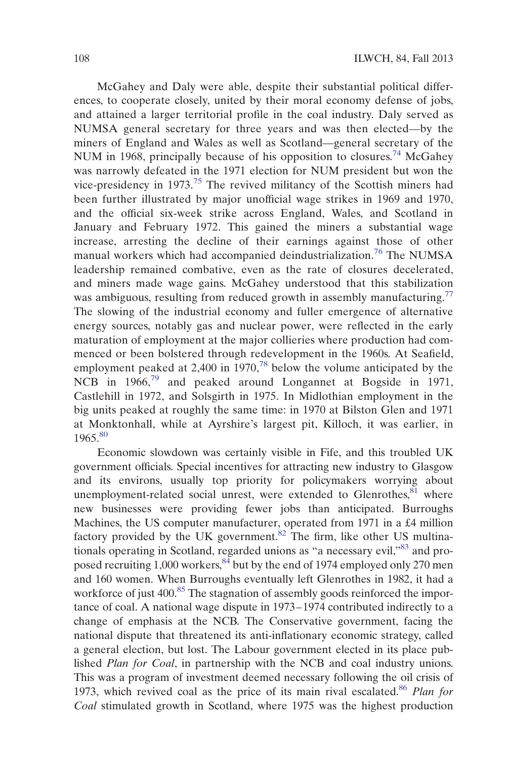McGahey and Daly were able, despite their substantial political differences, to cooperate closely, united by their moral economy defense of jobs, and attained a larger territorial profile in the coal industry. Daly served as NUMSA general secretary for three years and was then elected—by the miners of England and Wales as well as Scotland—general secretary of the NUM in 1968, principally because of his opposition to closures.[74] McGahey was narrowly defeated in the 1971 election for NUM president but won the vice-presidency in 1973.[75] The revived militancy of the Scottish miners had been further illustrated by major unofficial wage strikes in 1969 and 1970, and the official six-week strike across England, Wales, and Scotland in January and February 1972. This gained the miners a substantial wage increase, arresting the decline of their earnings against those of other manual workers which had accompanied deindustrialization.[76] The NUMSA leadership remained combative, even as the rate of closures decelerated, and miners made wage gains. McGahey understood that this stabilization was ambiguous, resulting from reduced growth in assembly manufacturing.[77] The slowing of the industrial economy and fuller emergence of alternative energy sources, notably gas and nuclear power, were reflected in the early maturation of employment at the major collieries where production had commenced or been bolstered through redevelopment in the 1960s. At Seafield, employment peaked at 2,400 in 1970,[78] below the volume anticipated by the NCB in 1966,[79] and peaked around Longannet at Bogside in 1971, Castlehill in 1972, and Solsgirth in 1975. In Midlothian employment in the big units peaked at roughly the same time: in 1970 at Bilston Glen and 1971 at Monktonhall, while at Ayrshire's largest pit, Killoch, it was earlier, in 1965.[80]

Economic slowdown was certainly visible in Fife, and this troubled UK government officials. Special incentives for attracting new industry to Glasgow and its environs, usually top priority for policymakers worrying about unemployment-related social unrest, were extended to Glenrothes,[81] where new businesses were providing fewer jobs than anticipated. Burroughs Machines, the US computer manufacturer, operated from 1971 in a £4 million factory provided by the UK government.[82] The firm, like other US multinationals operating in Scotland, regarded unions as "a necessary evil,"[83] and proposed recruiting 1,000 workers,[84] but by the end of 1974 employed only 270 men and 160 women. When Burroughs eventually left Glenrothes in 1982, it had a workforce of just 400.[85] The stagnation of assembly goods reinforced the importance of coal. A national wage dispute in 1973–1974 contributed indirectly to a change of emphasis at the NCB. The Conservative government, facing the national dispute that threatened its anti-inflationary economic strategy, called a general election, but lost. The Labour government elected in its place published *Plan for Coal*, in partnership with the NCB and coal industry unions. This was a program of investment deemed necessary following the oil crisis of 1973, which revived coal as the price of its main rival escalated.[86] *Plan for Coal* stimulated growth in Scotland, where 1975 was the highest production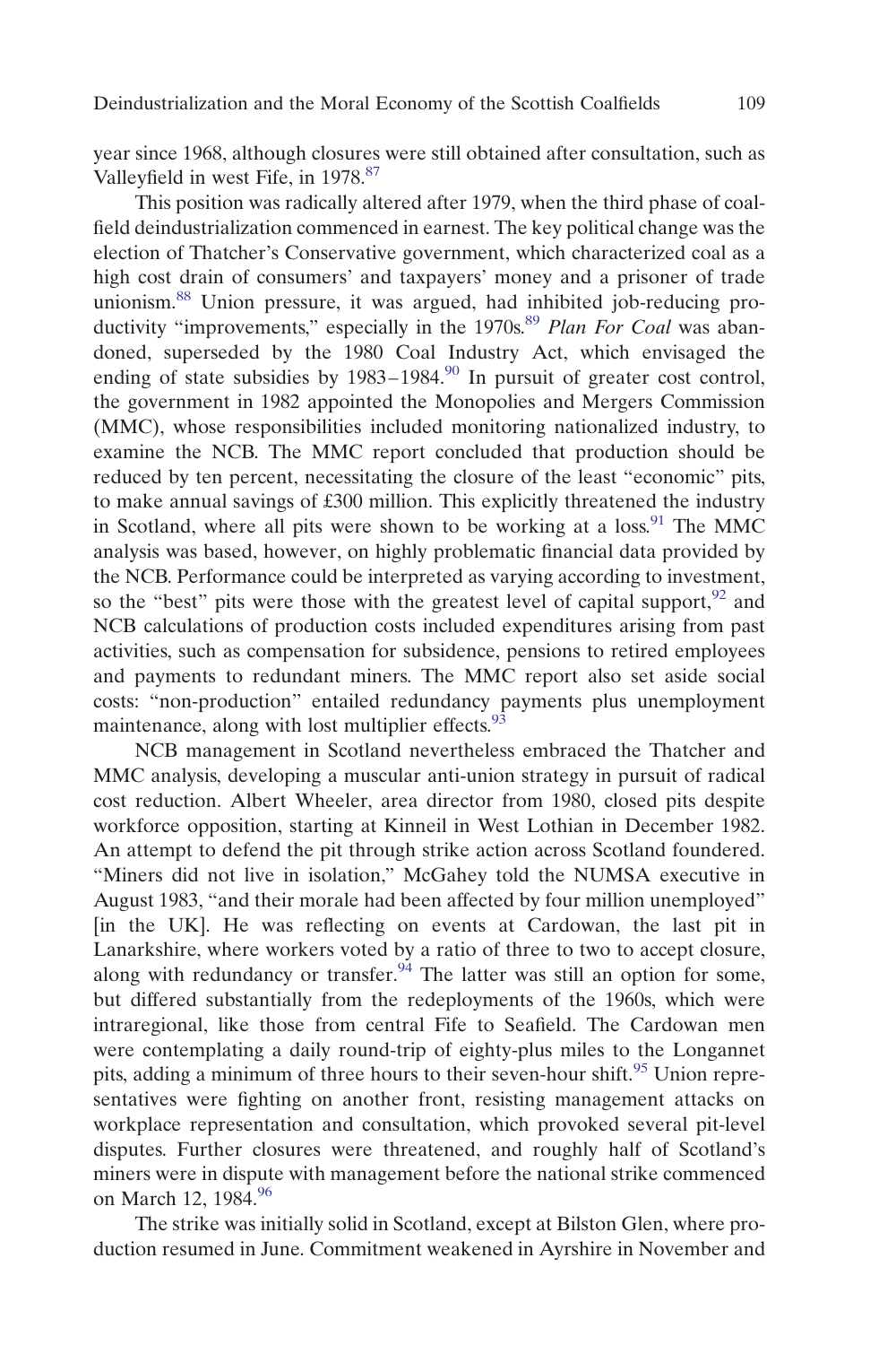year since 1968, although closures were still obtained after consultation, such as Valleyfield in west Fife, in 1978.[87]

This position was radically altered after 1979, when the third phase of coalfield deindustrialization commenced in earnest. The key political change was the election of Thatcher's Conservative government, which characterized coal as a high cost drain of consumers' and taxpayers' money and a prisoner of trade unionism.[88] Union pressure, it was argued, had inhibited job-reducing productivity "improvements," especially in the 1970s.[89] *Plan For Coal* was abandoned, superseded by the 1980 Coal Industry Act, which envisaged the ending of state subsidies by 1983–1984.[90] In pursuit of greater cost control, the government in 1982 appointed the Monopolies and Mergers Commission (MMC), whose responsibilities included monitoring nationalized industry, to examine the NCB. The MMC report concluded that production should be reduced by ten percent, necessitating the closure of the least "economic" pits, to make annual savings of £300 million. This explicitly threatened the industry in Scotland, where all pits were shown to be working at a loss.[91] The MMC analysis was based, however, on highly problematic financial data provided by the NCB. Performance could be interpreted as varying according to investment, so the "best" pits were those with the greatest level of capital support,[92] and NCB calculations of production costs included expenditures arising from past activities, such as compensation for subsidence, pensions to retired employees and payments to redundant miners. The MMC report also set aside social costs: "non-production" entailed redundancy payments plus unemployment maintenance, along with lost multiplier effects.[93]

NCB management in Scotland nevertheless embraced the Thatcher and MMC analysis, developing a muscular anti-union strategy in pursuit of radical cost reduction. Albert Wheeler, area director from 1980, closed pits despite workforce opposition, starting at Kinneil in West Lothian in December 1982. An attempt to defend the pit through strike action across Scotland foundered. "Miners did not live in isolation," McGahey told the NUMSA executive in August 1983, "and their morale had been affected by four million unemployed" [in the UK]. He was reflecting on events at Cardowan, the last pit in Lanarkshire, where workers voted by a ratio of three to two to accept closure, along with redundancy or transfer.[94] The latter was still an option for some, but differed substantially from the redeployments of the 1960s, which were intraregional, like those from central Fife to Seafield. The Cardowan men were contemplating a daily round-trip of eighty-plus miles to the Longannet pits, adding a minimum of three hours to their seven-hour shift.[95] Union representatives were fighting on another front, resisting management attacks on workplace representation and consultation, which provoked several pit-level disputes. Further closures were threatened, and roughly half of Scotland's miners were in dispute with management before the national strike commenced on March 12, 1984.[96]

The strike was initially solid in Scotland, except at Bilston Glen, where production resumed in June. Commitment weakened in Ayrshire in November and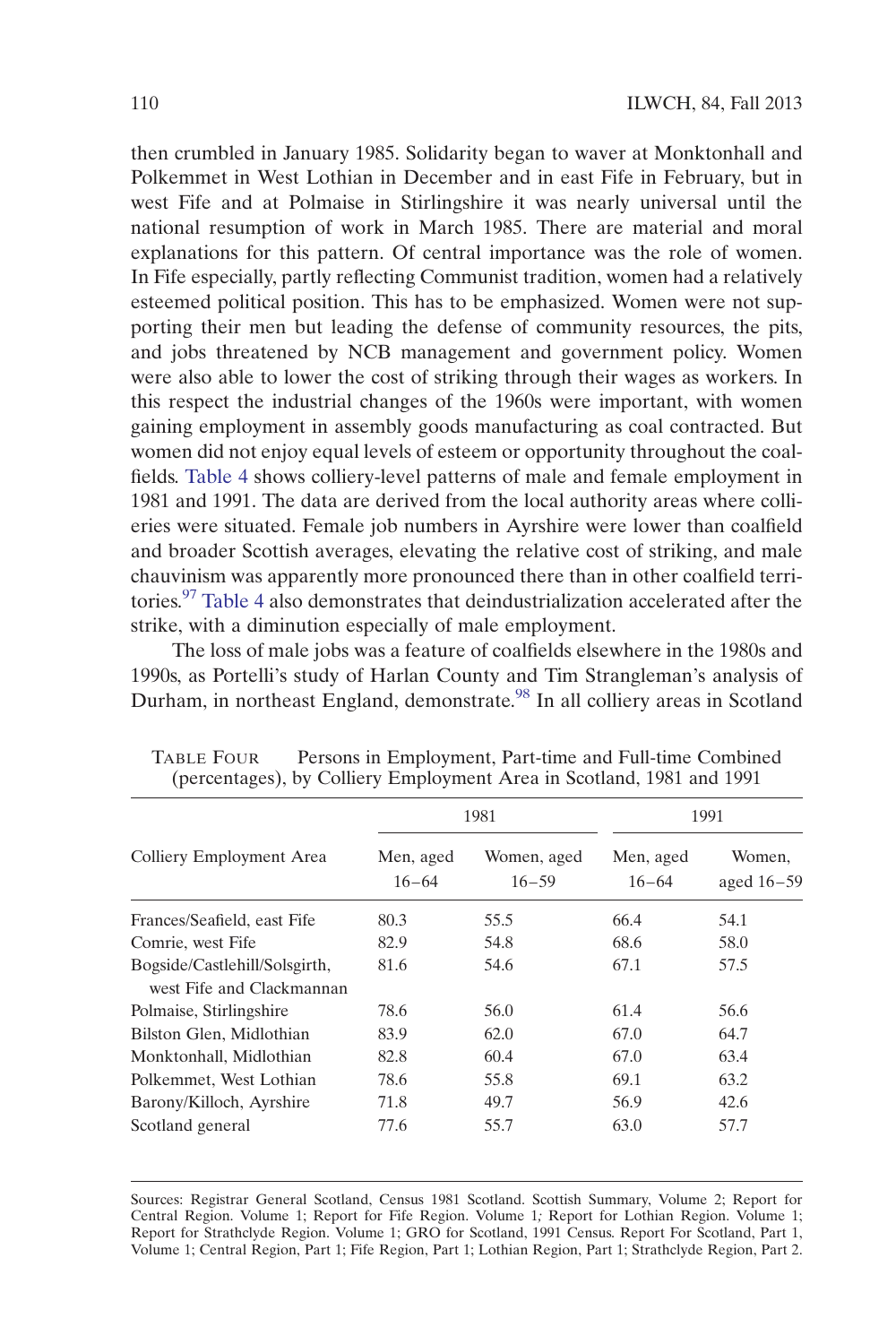then crumbled in January 1985. Solidarity began to waver at Monktonhall and Polkemmet in West Lothian in December and in east Fife in February, but in west Fife and at Polmaise in Stirlingshire it was nearly universal until the national resumption of work in March 1985. There are material and moral explanations for this pattern. Of central importance was the role of women. In Fife especially, partly reflecting Communist tradition, women had a relatively esteemed political position. This has to be emphasized. Women were not supporting their men but leading the defense of community resources, the pits, and jobs threatened by NCB management and government policy. Women were also able to lower the cost of striking through their wages as workers. In this respect the industrial changes of the 1960s were important, with women gaining employment in assembly goods manufacturing as coal contracted. But women did not enjoy equal levels of esteem or opportunity throughout the coalfields. Table 4 shows colliery-level patterns of male and female employment in 1981 and 1991. The data are derived from the local authority areas where collieries were situated. Female job numbers in Ayrshire were lower than coalfield and broader Scottish averages, elevating the relative cost of striking, and male chauvinism was apparently more pronounced there than in other coalfield territories.[97] Table 4 also demonstrates that deindustrialization accelerated after the strike, with a diminution especially of male employment.

The loss of male jobs was a feature of coalfields elsewhere in the 1980s and 1990s, as Portelli's study of Harlan County and Tim Strangleman's analysis of Durham, in northeast England, demonstrate.[98] In all colliery areas in Scotland

TABLE FOUR Persons in Employment, Part-time and Full-time Combined (percentages), by Colliery Employment Area in Scotland, 1981 and 1991

| Colliery Employment Area | 1981 | | 1991 | |
|---|---|---|---|---|
| | Men, aged 16–64 | Women, aged 16–59 | Men, aged 16–64 | Women, aged 16–59 |
| Frances/Seafield, east Fife | 80.3 | 55.5 | 66.4 | 54.1 |
| Comrie, west Fife | 82.9 | 54.8 | 68.6 | 58.0 |
| Bogside/Castlehill/Solsgirth, west Fife and Clackmannan | 81.6 | 54.6 | 67.1 | 57.5 |
| Polmaise, Stirlingshire | 78.6 | 56.0 | 61.4 | 56.6 |
| Bilston Glen, Midlothian | 83.9 | 62.0 | 67.0 | 64.7 |
| Monktonhall, Midlothian | 82.8 | 60.4 | 67.0 | 63.4 |
| Polkemmet, West Lothian | 78.6 | 55.8 | 69.1 | 63.2 |
| Barony/Killoch, Ayrshire | 71.8 | 49.7 | 56.9 | 42.6 |
| Scotland general | 77.6 | 55.7 | 63.0 | 57.7 |

Sources: Registrar General Scotland, Census 1981 Scotland. Scottish Summary, Volume 2; Report for Central Region. Volume 1; Report for Fife Region. Volume 1; Report for Lothian Region. Volume 1; Report for Strathclyde Region. Volume 1; GRO for Scotland, 1991 Census. Report For Scotland, Part 1, Volume 1; Central Region, Part 1; Fife Region, Part 1; Lothian Region, Part 1; Strathclyde Region, Part 2.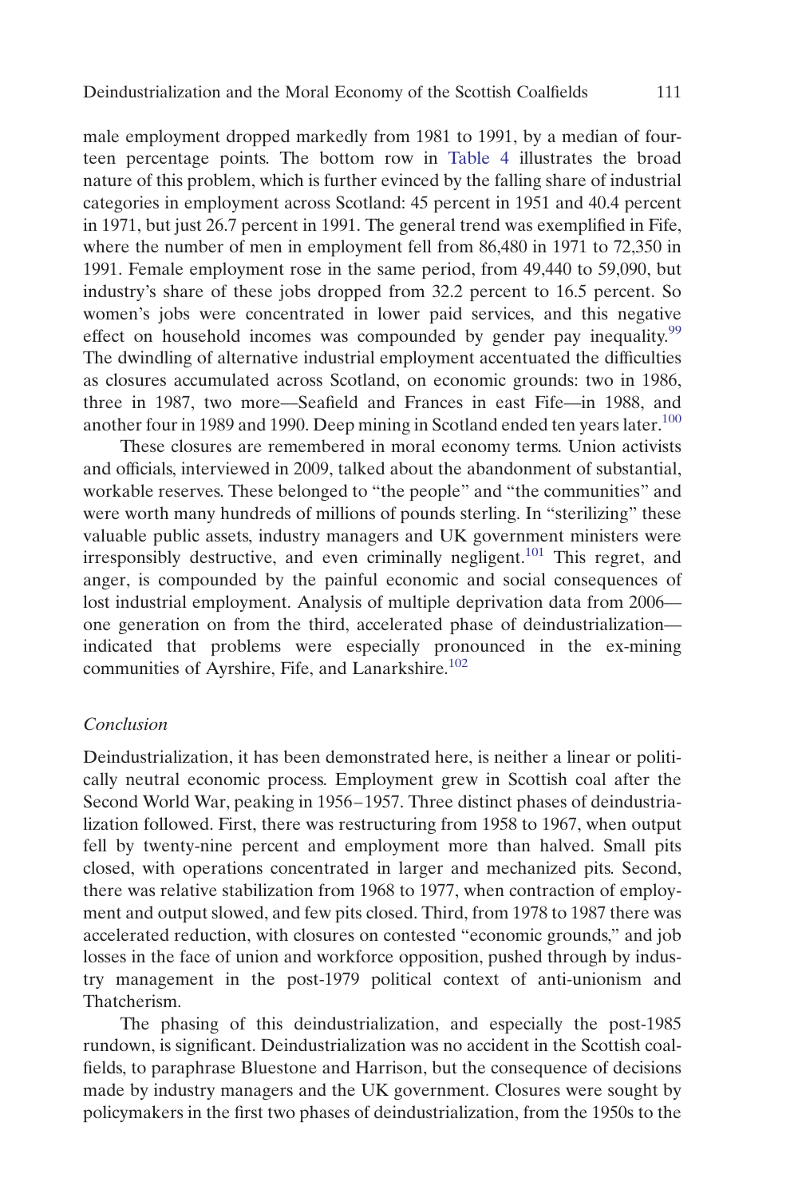male employment dropped markedly from 1981 to 1991, by a median of fourteen percentage points. The bottom row in Table 4 illustrates the broad nature of this problem, which is further evinced by the falling share of industrial categories in employment across Scotland: 45 percent in 1951 and 40.4 percent in 1971, but just 26.7 percent in 1991. The general trend was exemplified in Fife, where the number of men in employment fell from 86,480 in 1971 to 72,350 in 1991. Female employment rose in the same period, from 49,440 to 59,090, but industry's share of these jobs dropped from 32.2 percent to 16.5 percent. So women's jobs were concentrated in lower paid services, and this negative effect on household incomes was compounded by gender pay inequality.[99] The dwindling of alternative industrial employment accentuated the difficulties as closures accumulated across Scotland, on economic grounds: two in 1986, three in 1987, two more—Seafield and Frances in east Fife—in 1988, and another four in 1989 and 1990. Deep mining in Scotland ended ten years later.[100]

These closures are remembered in moral economy terms. Union activists and officials, interviewed in 2009, talked about the abandonment of substantial, workable reserves. These belonged to "the people" and "the communities" and were worth many hundreds of millions of pounds sterling. In "sterilizing" these valuable public assets, industry managers and UK government ministers were irresponsibly destructive, and even criminally negligent.[101] This regret, and anger, is compounded by the painful economic and social consequences of lost industrial employment. Analysis of multiple deprivation data from 2006—one generation on from the third, accelerated phase of deindustrialization—indicated that problems were especially pronounced in the ex-mining communities of Ayrshire, Fife, and Lanarkshire.[102]

*Conclusion*

Deindustrialization, it has been demonstrated here, is neither a linear or politically neutral economic process. Employment grew in Scottish coal after the Second World War, peaking in 1956–1957. Three distinct phases of deindustrialization followed. First, there was restructuring from 1958 to 1967, when output fell by twenty-nine percent and employment more than halved. Small pits closed, with operations concentrated in larger and mechanized pits. Second, there was relative stabilization from 1968 to 1977, when contraction of employment and output slowed, and few pits closed. Third, from 1978 to 1987 there was accelerated reduction, with closures on contested "economic grounds," and job losses in the face of union and workforce opposition, pushed through by industry management in the post-1979 political context of anti-unionism and Thatcherism.

The phasing of this deindustrialization, and especially the post-1985 rundown, is significant. Deindustrialization was no accident in the Scottish coalfields, to paraphrase Bluestone and Harrison, but the consequence of decisions made by industry managers and the UK government. Closures were sought by policymakers in the first two phases of deindustrialization, from the 1950s to the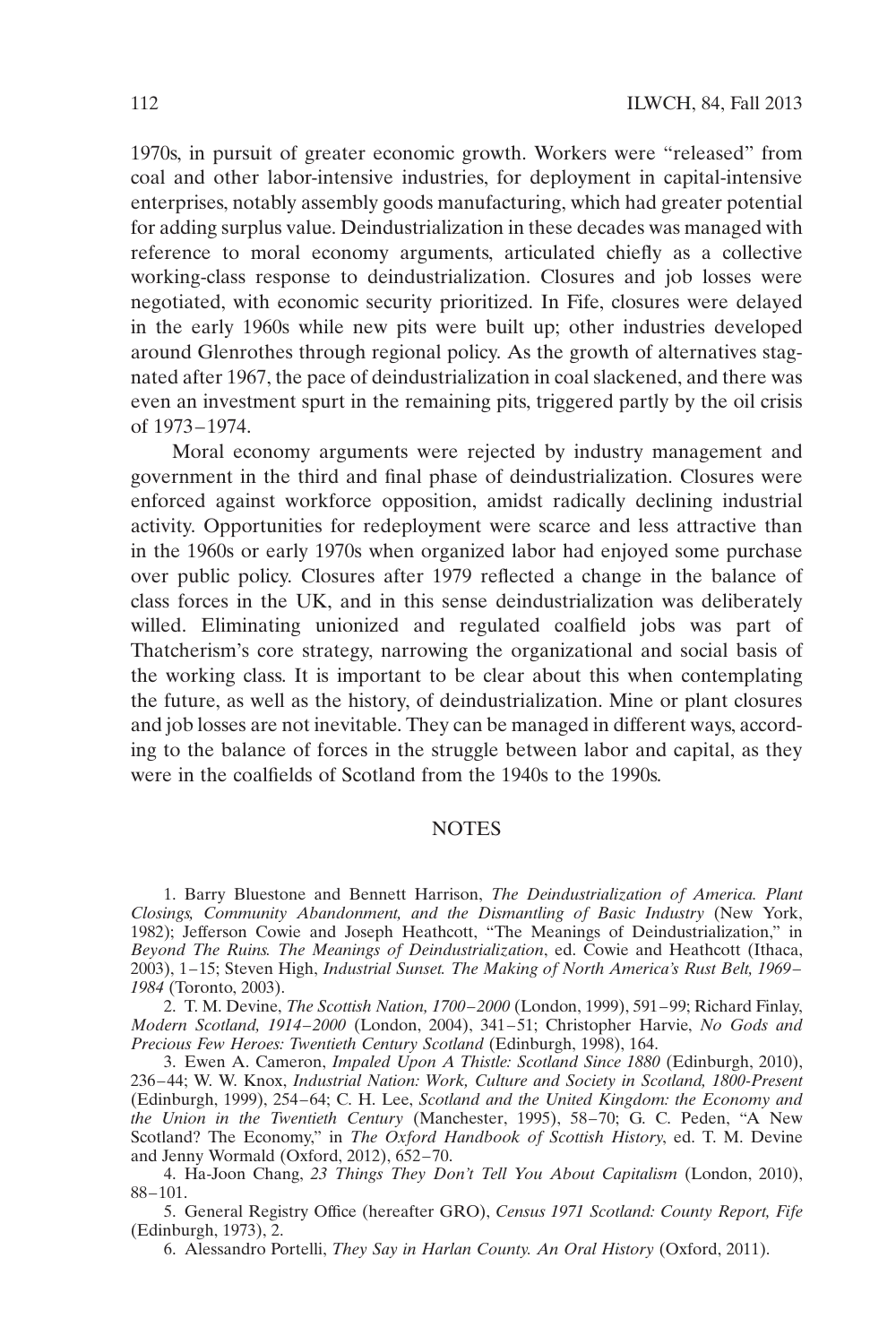1970s, in pursuit of greater economic growth. Workers were "released" from coal and other labor-intensive industries, for deployment in capital-intensive enterprises, notably assembly goods manufacturing, which had greater potential for adding surplus value. Deindustrialization in these decades was managed with reference to moral economy arguments, articulated chiefly as a collective working-class response to deindustrialization. Closures and job losses were negotiated, with economic security prioritized. In Fife, closures were delayed in the early 1960s while new pits were built up; other industries developed around Glenrothes through regional policy. As the growth of alternatives stagnated after 1967, the pace of deindustrialization in coal slackened, and there was even an investment spurt in the remaining pits, triggered partly by the oil crisis of 1973–1974.

Moral economy arguments were rejected by industry management and government in the third and final phase of deindustrialization. Closures were enforced against workforce opposition, amidst radically declining industrial activity. Opportunities for redeployment were scarce and less attractive than in the 1960s or early 1970s when organized labor had enjoyed some purchase over public policy. Closures after 1979 reflected a change in the balance of class forces in the UK, and in this sense deindustrialization was deliberately willed. Eliminating unionized and regulated coalfield jobs was part of Thatcherism's core strategy, narrowing the organizational and social basis of the working class. It is important to be clear about this when contemplating the future, as well as the history, of deindustrialization. Mine or plant closures and job losses are not inevitable. They can be managed in different ways, according to the balance of forces in the struggle between labor and capital, as they were in the coalfields of Scotland from the 1940s to the 1990s.

## NOTES

1. Barry Bluestone and Bennett Harrison, *The Deindustrialization of America. Plant Closings, Community Abandonment, and the Dismantling of Basic Industry* (New York, 1982); Jefferson Cowie and Joseph Heathcott, "The Meanings of Deindustrialization," in *Beyond The Ruins. The Meanings of Deindustrialization*, ed. Cowie and Heathcott (Ithaca, 2003), 1–15; Steven High, *Industrial Sunset. The Making of North America's Rust Belt, 1969–1984* (Toronto, 2003).

2. T. M. Devine, *The Scottish Nation, 1700–2000* (London, 1999), 591–99; Richard Finlay, *Modern Scotland, 1914–2000* (London, 2004), 341–51; Christopher Harvie, *No Gods and Precious Few Heroes: Twentieth Century Scotland* (Edinburgh, 1998), 164.

3. Ewen A. Cameron, *Impaled Upon A Thistle: Scotland Since 1880* (Edinburgh, 2010), 236–44; W. W. Knox, *Industrial Nation: Work, Culture and Society in Scotland, 1800-Present* (Edinburgh, 1999), 254–64; C. H. Lee, *Scotland and the United Kingdom: the Economy and the Union in the Twentieth Century* (Manchester, 1995), 58–70; G. C. Peden, "A New Scotland? The Economy," in *The Oxford Handbook of Scottish History*, ed. T. M. Devine and Jenny Wormald (Oxford, 2012), 652–70.

4. Ha-Joon Chang, *23 Things They Don't Tell You About Capitalism* (London, 2010), 88–101.

5. General Registry Office (hereafter GRO), *Census 1971 Scotland: County Report, Fife* (Edinburgh, 1973), 2.

6. Alessandro Portelli, *They Say in Harlan County. An Oral History* (Oxford, 2011).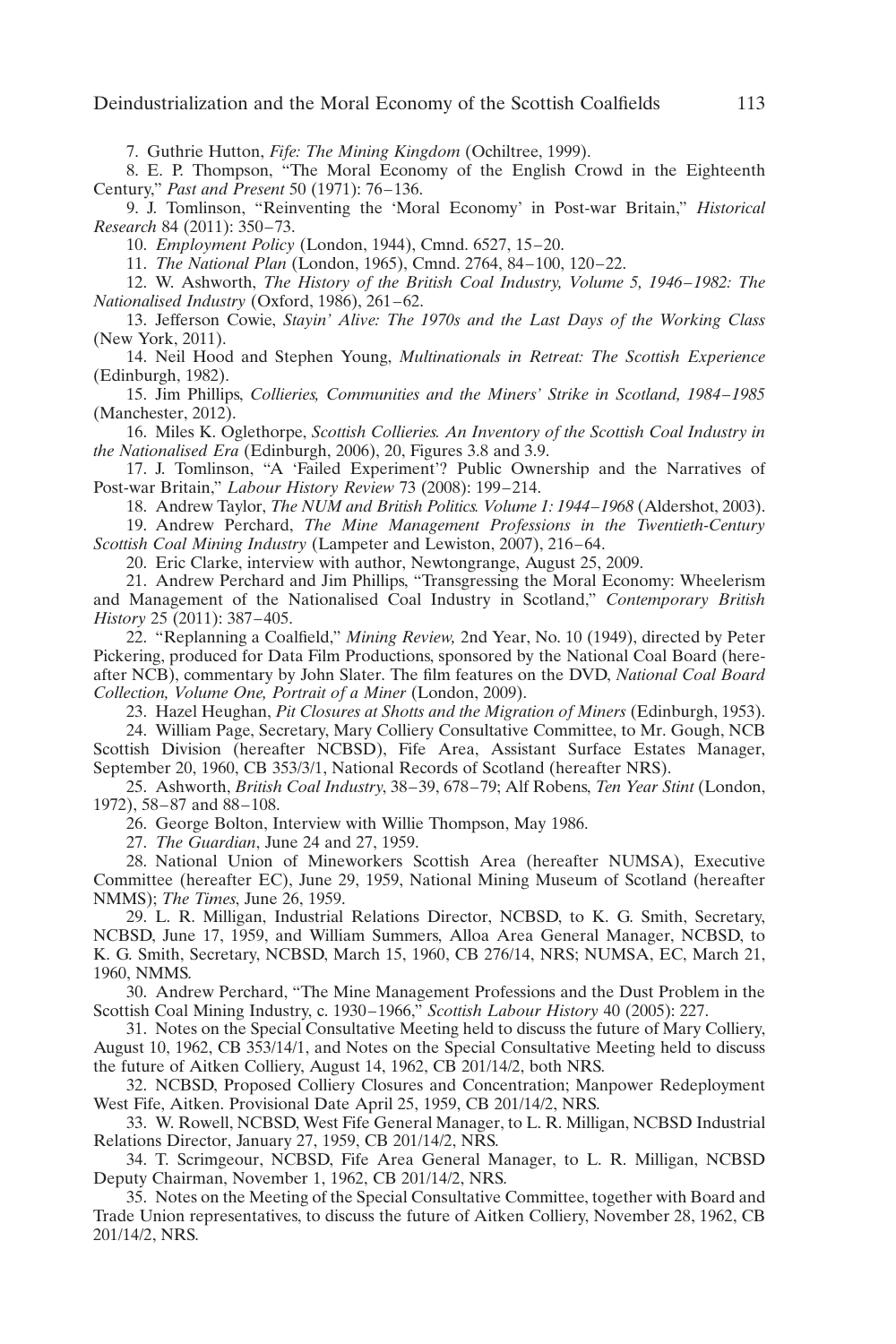7. Guthrie Hutton, *Fife: The Mining Kingdom* (Ochiltree, 1999).

8. E. P. Thompson, "The Moral Economy of the English Crowd in the Eighteenth Century," *Past and Present* 50 (1971): 76–136.

9. J. Tomlinson, "Reinventing the 'Moral Economy' in Post-war Britain," *Historical Research* 84 (2011): 350–73.

10. *Employment Policy* (London, 1944), Cmnd. 6527, 15–20.

11. *The National Plan* (London, 1965), Cmnd. 2764, 84–100, 120–22.

12. W. Ashworth, *The History of the British Coal Industry, Volume 5, 1946–1982: The Nationalised Industry* (Oxford, 1986), 261–62.

13. Jefferson Cowie, *Stayin' Alive: The 1970s and the Last Days of the Working Class* (New York, 2011).

14. Neil Hood and Stephen Young, *Multinationals in Retreat: The Scottish Experience* (Edinburgh, 1982).

15. Jim Phillips, *Collieries, Communities and the Miners' Strike in Scotland, 1984–1985* (Manchester, 2012).

16. Miles K. Oglethorpe, *Scottish Collieries. An Inventory of the Scottish Coal Industry in the Nationalised Era* (Edinburgh, 2006), 20, Figures 3.8 and 3.9.

17. J. Tomlinson, "A 'Failed Experiment'? Public Ownership and the Narratives of Post-war Britain," *Labour History Review* 73 (2008): 199–214.

18. Andrew Taylor, *The NUM and British Politics. Volume 1: 1944–1968* (Aldershot, 2003).

19. Andrew Perchard, *The Mine Management Professions in the Twentieth-Century Scottish Coal Mining Industry* (Lampeter and Lewiston, 2007), 216–64.

20. Eric Clarke, interview with author, Newtongrange, August 25, 2009.

21. Andrew Perchard and Jim Phillips, "Transgressing the Moral Economy: Wheelerism and Management of the Nationalised Coal Industry in Scotland," *Contemporary British History* 25 (2011): 387–405.

22. "Replanning a Coalfield," *Mining Review,* 2nd Year, No. 10 (1949), directed by Peter Pickering, produced for Data Film Productions, sponsored by the National Coal Board (hereafter NCB), commentary by John Slater. The film features on the DVD, *National Coal Board Collection, Volume One, Portrait of a Miner* (London, 2009).

23. Hazel Heughan, *Pit Closures at Shotts and the Migration of Miners* (Edinburgh, 1953).

24. William Page, Secretary, Mary Colliery Consultative Committee, to Mr. Gough, NCB Scottish Division (hereafter NCBSD), Fife Area, Assistant Surface Estates Manager, September 20, 1960, CB 353/3/1, National Records of Scotland (hereafter NRS).

25. Ashworth, *British Coal Industry*, 38–39, 678–79; Alf Robens, *Ten Year Stint* (London, 1972), 58–87 and 88–108.

26. George Bolton, Interview with Willie Thompson, May 1986.

27. *The Guardian*, June 24 and 27, 1959.

28. National Union of Mineworkers Scottish Area (hereafter NUMSA), Executive Committee (hereafter EC), June 29, 1959, National Mining Museum of Scotland (hereafter NMMS); *The Times*, June 26, 1959.

29. L. R. Milligan, Industrial Relations Director, NCBSD, to K. G. Smith, Secretary, NCBSD, June 17, 1959, and William Summers, Alloa Area General Manager, NCBSD, to K. G. Smith, Secretary, NCBSD, March 15, 1960, CB 276/14, NRS; NUMSA, EC, March 21, 1960, NMMS.

30. Andrew Perchard, "The Mine Management Professions and the Dust Problem in the Scottish Coal Mining Industry, c. 1930–1966," *Scottish Labour History* 40 (2005): 227.

31. Notes on the Special Consultative Meeting held to discuss the future of Mary Colliery, August 10, 1962, CB 353/14/1, and Notes on the Special Consultative Meeting held to discuss the future of Aitken Colliery, August 14, 1962, CB 201/14/2, both NRS.

32. NCBSD, Proposed Colliery Closures and Concentration; Manpower Redeployment West Fife, Aitken. Provisional Date April 25, 1959, CB 201/14/2, NRS.

33. W. Rowell, NCBSD, West Fife General Manager, to L. R. Milligan, NCBSD Industrial Relations Director, January 27, 1959, CB 201/14/2, NRS.

34. T. Scrimgeour, NCBSD, Fife Area General Manager, to L. R. Milligan, NCBSD Deputy Chairman, November 1, 1962, CB 201/14/2, NRS.

35. Notes on the Meeting of the Special Consultative Committee, together with Board and Trade Union representatives, to discuss the future of Aitken Colliery, November 28, 1962, CB 201/14/2, NRS.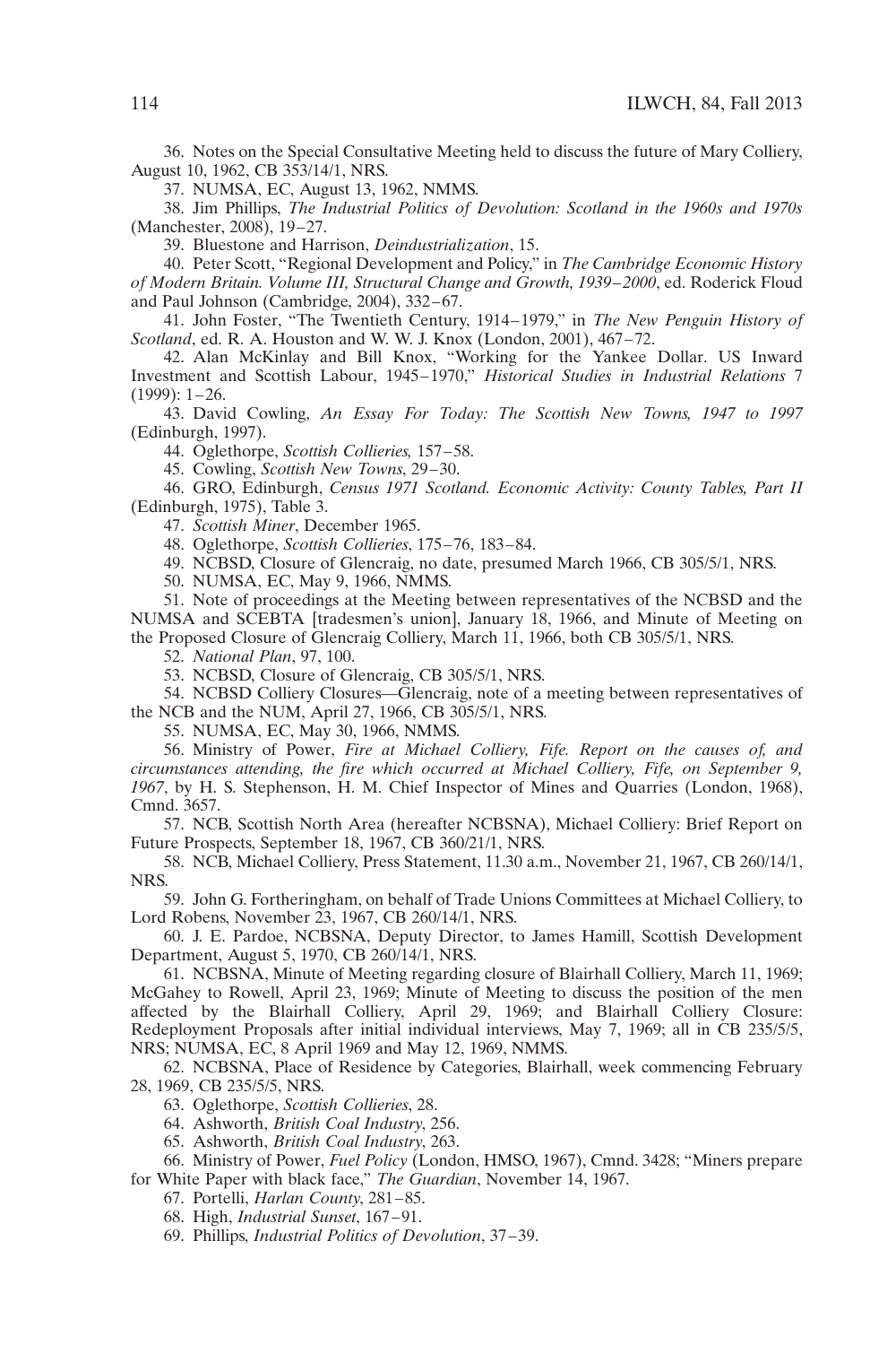36. Notes on the Special Consultative Meeting held to discuss the future of Mary Colliery, August 10, 1962, CB 353/14/1, NRS.

37. NUMSA, EC, August 13, 1962, NMMS.

38. Jim Phillips, *The Industrial Politics of Devolution: Scotland in the 1960s and 1970s* (Manchester, 2008), 19–27.

39. Bluestone and Harrison, *Deindustrialization*, 15.

40. Peter Scott, "Regional Development and Policy," in *The Cambridge Economic History of Modern Britain. Volume III, Structural Change and Growth, 1939–2000*, ed. Roderick Floud and Paul Johnson (Cambridge, 2004), 332–67.

41. John Foster, "The Twentieth Century, 1914–1979," in *The New Penguin History of Scotland*, ed. R. A. Houston and W. W. J. Knox (London, 2001), 467–72.

42. Alan McKinlay and Bill Knox, "Working for the Yankee Dollar. US Inward Investment and Scottish Labour, 1945–1970," *Historical Studies in Industrial Relations* 7 (1999): 1–26.

43. David Cowling, *An Essay For Today: The Scottish New Towns, 1947 to 1997* (Edinburgh, 1997).

44. Oglethorpe, *Scottish Collieries,* 157–58.

45. Cowling, *Scottish New Towns*, 29–30.

46. GRO, Edinburgh, *Census 1971 Scotland. Economic Activity: County Tables, Part II* (Edinburgh, 1975), Table 3.

47. *Scottish Miner*, December 1965.

48. Oglethorpe, *Scottish Collieries*, 175–76, 183–84.

49. NCBSD, Closure of Glencraig, no date, presumed March 1966, CB 305/5/1, NRS.

50. NUMSA, EC, May 9, 1966, NMMS.

51. Note of proceedings at the Meeting between representatives of the NCBSD and the NUMSA and SCEBTA [tradesmen's union], January 18, 1966, and Minute of Meeting on the Proposed Closure of Glencraig Colliery, March 11, 1966, both CB 305/5/1, NRS.

52. *National Plan*, 97, 100.

53. NCBSD, Closure of Glencraig, CB 305/5/1, NRS.

54. NCBSD Colliery Closures—Glencraig, note of a meeting between representatives of the NCB and the NUM, April 27, 1966, CB 305/5/1, NRS.

55. NUMSA, EC, May 30, 1966, NMMS.

56. Ministry of Power, *Fire at Michael Colliery, Fife. Report on the causes of, and circumstances attending, the fire which occurred at Michael Colliery, Fife, on September 9, 1967*, by H. S. Stephenson, H. M. Chief Inspector of Mines and Quarries (London, 1968), Cmnd. 3657.

57. NCB, Scottish North Area (hereafter NCBSNA), Michael Colliery: Brief Report on Future Prospects, September 18, 1967, CB 360/21/1, NRS.

58. NCB, Michael Colliery, Press Statement, 11.30 a.m., November 21, 1967, CB 260/14/1, NRS.

59. John G. Fortheringham, on behalf of Trade Unions Committees at Michael Colliery, to Lord Robens, November 23, 1967, CB 260/14/1, NRS.

60. J. E. Pardoe, NCBSNA, Deputy Director, to James Hamill, Scottish Development Department, August 5, 1970, CB 260/14/1, NRS.

61. NCBSNA, Minute of Meeting regarding closure of Blairhall Colliery, March 11, 1969; McGahey to Rowell, April 23, 1969; Minute of Meeting to discuss the position of the men affected by the Blairhall Colliery, April 29, 1969; and Blairhall Colliery Closure: Redeployment Proposals after initial individual interviews, May 7, 1969; all in CB 235/5/5, NRS; NUMSA, EC, 8 April 1969 and May 12, 1969, NMMS.

62. NCBSNA, Place of Residence by Categories, Blairhall, week commencing February 28, 1969, CB 235/5/5, NRS.

63. Oglethorpe, *Scottish Collieries*, 28.

64. Ashworth, *British Coal Industry*, 256.

65. Ashworth, *British Coal Industry*, 263.

66. Ministry of Power, *Fuel Policy* (London, HMSO, 1967), Cmnd. 3428; "Miners prepare for White Paper with black face," *The Guardian*, November 14, 1967.

67. Portelli, *Harlan County*, 281–85.

68. High, *Industrial Sunset*, 167–91.

69. Phillips, *Industrial Politics of Devolution*, 37–39.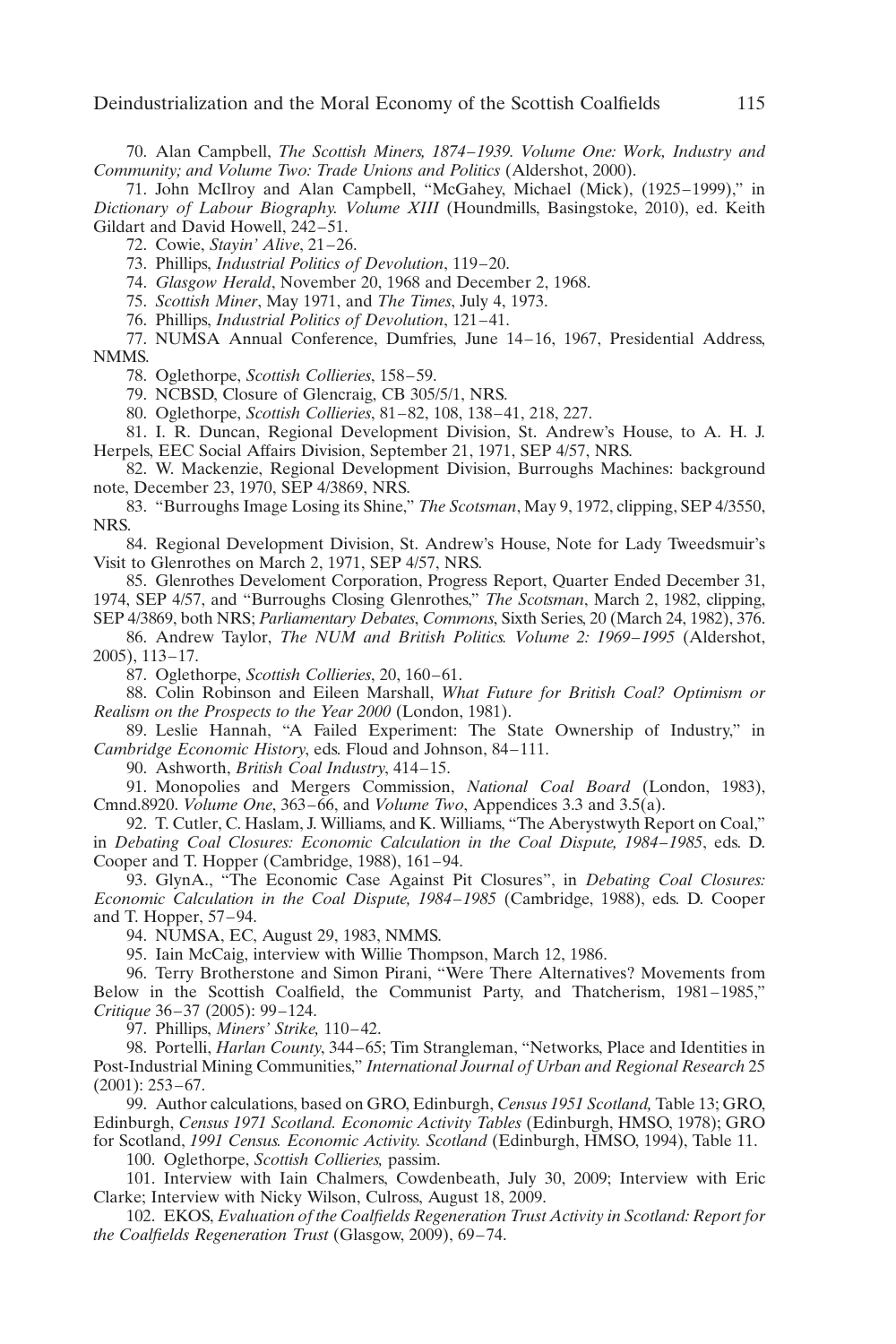70. Alan Campbell, *The Scottish Miners, 1874–1939. Volume One: Work, Industry and Community; and Volume Two: Trade Unions and Politics* (Aldershot, 2000).

71. John McIlroy and Alan Campbell, "McGahey, Michael (Mick), (1925–1999)," in *Dictionary of Labour Biography. Volume XIII* (Houndmills, Basingstoke, 2010), ed. Keith Gildart and David Howell, 242–51.

72. Cowie, *Stayin' Alive*, 21–26.

73. Phillips, *Industrial Politics of Devolution*, 119–20.

74. *Glasgow Herald*, November 20, 1968 and December 2, 1968.

75. *Scottish Miner*, May 1971, and *The Times*, July 4, 1973.

76. Phillips, *Industrial Politics of Devolution*, 121–41.

77. NUMSA Annual Conference, Dumfries, June 14–16, 1967, Presidential Address, NMMS.

78. Oglethorpe, *Scottish Collieries*, 158–59.

79. NCBSD, Closure of Glencraig, CB 305/5/1, NRS.

80. Oglethorpe, *Scottish Collieries*, 81–82, 108, 138–41, 218, 227.

81. I. R. Duncan, Regional Development Division, St. Andrew's House, to A. H. J. Herpels, EEC Social Affairs Division, September 21, 1971, SEP 4/57, NRS.

82. W. Mackenzie, Regional Development Division, Burroughs Machines: background note, December 23, 1970, SEP 4/3869, NRS.

83. "Burroughs Image Losing its Shine," *The Scotsman*, May 9, 1972, clipping, SEP 4/3550, NRS.

84. Regional Development Division, St. Andrew's House, Note for Lady Tweedsmuir's Visit to Glenrothes on March 2, 1971, SEP 4/57, NRS.

85. Glenrothes Develoment Corporation, Progress Report, Quarter Ended December 31, 1974, SEP 4/57, and "Burroughs Closing Glenrothes," *The Scotsman*, March 2, 1982, clipping, SEP 4/3869, both NRS; *Parliamentary Debates*, *Commons*, Sixth Series, 20 (March 24, 1982), 376.

86. Andrew Taylor, *The NUM and British Politics. Volume 2: 1969–1995* (Aldershot, 2005), 113–17.

87. Oglethorpe, *Scottish Collieries*, 20, 160–61.

88. Colin Robinson and Eileen Marshall, *What Future for British Coal? Optimism or Realism on the Prospects to the Year 2000* (London, 1981).

89. Leslie Hannah, "A Failed Experiment: The State Ownership of Industry," in *Cambridge Economic History*, eds. Floud and Johnson, 84–111.

90. Ashworth, *British Coal Industry*, 414–15.

91. Monopolies and Mergers Commission, *National Coal Board* (London, 1983), Cmnd.8920. *Volume One*, 363–66, and *Volume Two*, Appendices 3.3 and 3.5(a).

92. T. Cutler, C. Haslam, J. Williams, and K. Williams, "The Aberystwyth Report on Coal," in *Debating Coal Closures: Economic Calculation in the Coal Dispute, 1984–1985*, eds. D. Cooper and T. Hopper (Cambridge, 1988), 161–94.

93. GlynA., "The Economic Case Against Pit Closures", in *Debating Coal Closures: Economic Calculation in the Coal Dispute, 1984–1985* (Cambridge, 1988), eds. D. Cooper and T. Hopper, 57–94.

94. NUMSA, EC, August 29, 1983, NMMS.

95. Iain McCaig, interview with Willie Thompson, March 12, 1986.

96. Terry Brotherstone and Simon Pirani, "Were There Alternatives? Movements from Below in the Scottish Coalfield, the Communist Party, and Thatcherism, 1981–1985," *Critique* 36–37 (2005): 99–124.

97. Phillips, *Miners' Strike,* 110–42.

98. Portelli, *Harlan County*, 344–65; Tim Strangleman, "Networks, Place and Identities in Post-Industrial Mining Communities," *International Journal of Urban and Regional Research* 25 (2001): 253–67.

99. Author calculations, based on GRO, Edinburgh, *Census 1951 Scotland,* Table 13; GRO, Edinburgh, *Census 1971 Scotland. Economic Activity Tables* (Edinburgh, HMSO, 1978); GRO for Scotland, *1991 Census. Economic Activity. Scotland* (Edinburgh, HMSO, 1994), Table 11.

100. Oglethorpe, *Scottish Collieries,* passim.

101. Interview with Iain Chalmers, Cowdenbeath, July 30, 2009; Interview with Eric Clarke; Interview with Nicky Wilson, Culross, August 18, 2009.

102. EKOS, *Evaluation of the Coalfields Regeneration Trust Activity in Scotland: Report for the Coalfields Regeneration Trust* (Glasgow, 2009), 69–74.